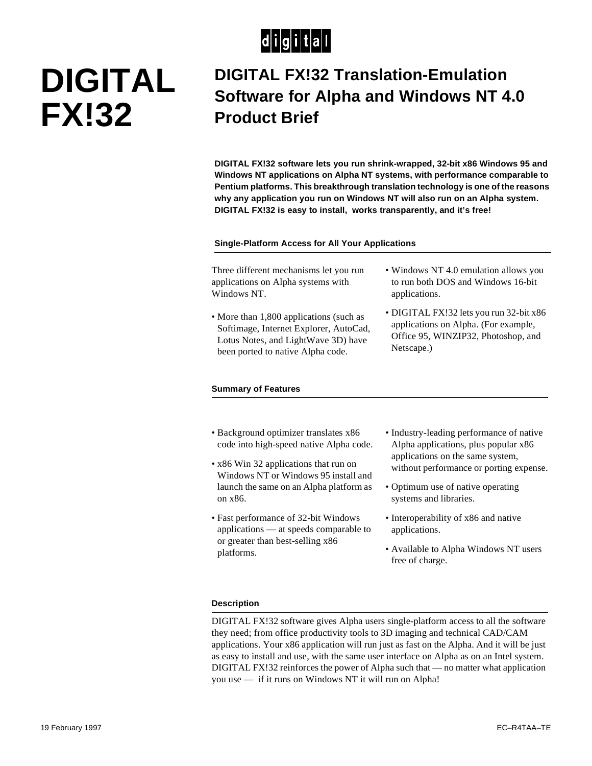digital

# DIGITAL FX!32

## DIGITAL FX!32 Translation-Emulation Software for Alpha and Windows NT 4.0 Product Brief

**DIGITAL FX!32 software lets you run shrink-wrapped, 32-bit x86 Windows 95 and Windows NT applications on Alpha NT systems, with performance comparable to Pentium platforms. This breakthrough translation technology is one of the reasons why any application you run on Windows NT will also run on an Alpha system. DIGITAL FX!32 is easy to install, works transparently, and it's free!**

### Single-Platform Access for All Your Applications

Three different mechanisms let you run applications on Alpha systems with Windows NT.

- More than 1,800 applications (such as Softimage, Internet Explorer, AutoCad, Lotus Notes, and LightWave 3D) have been ported to native Alpha code.
- Windows NT 4.0 emulation allows you to run both DOS and Windows 16-bit applications.
- DIGITAL FX!32 lets you run 32-bit x86 applications on Alpha. (For example, Office 95, WINZIP32, Photoshop, and Netscape.)

### Summary of Features

- Background optimizer translates x86 code into high-speed native Alpha code.
- x86 Win 32 applications that run on Windows NT or Windows 95 install and launch the same on an Alpha platform as on x86.
- Fast performance of 32-bit Windows applications — at speeds comparable to or greater than best-selling x86 platforms.
- Industry-leading performance of native Alpha applications, plus popular x86 applications on the same system, without performance or porting expense.
- Optimum use of native operating systems and libraries.
- Interoperability of x86 and native applications.
- Available to Alpha Windows NT users free of charge.

### Description

DIGITAL FX!32 software gives Alpha users single-platform access to all the software they need; from office productivity tools to 3D imaging and technical CAD/CAM applications. Your x86 application will run just as fast on the Alpha. And it will be just as easy to install and use, with the same user interface on Alpha as on an Intel system. DIGITAL FX!32 reinforces the power of Alpha such that — no matter what application you use — if it runs on Windows NT it will run on Alpha!

19 February 1997 EC–R4TAA–TE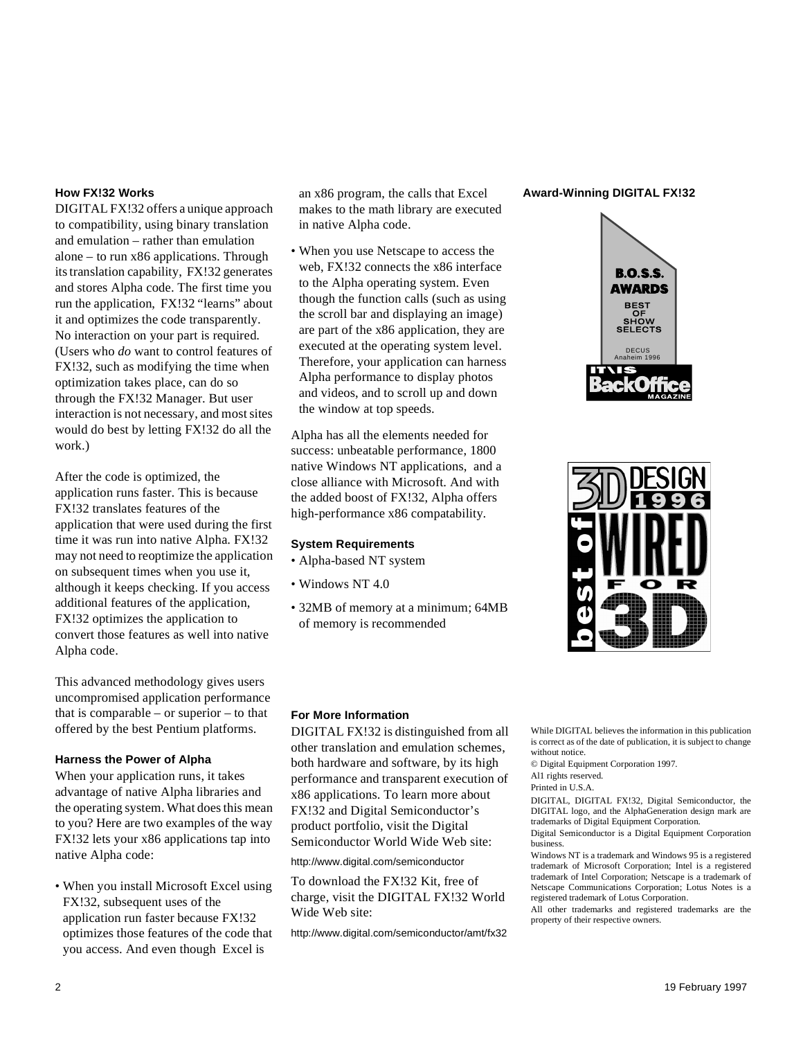### How FX!32 Works

DIGITAL FX!32 offers a unique approach to compatibility, using binary translation and emulation – rather than emulation alone – to run x86 applications. Through its translation capability, FX!32 generates and stores Alpha code. The first time you run the application, FX!32 "learns" about it and optimizes the code transparently. No interaction on your part is required. (Users who *do* want to control features of FX!32, such as modifying the time when optimization takes place, can do so through the FX!32 Manager. But user interaction is not necessary, and most sites would do best by letting FX!32 do all the work.)

After the code is optimized, the application runs faster. This is because FX!32 translates features of the application that were used during the first time it was run into native Alpha. FX!32 may not need to reoptimize the application on subsequent times when you use it, although it keeps checking. If you access additional features of the application, FX!32 optimizes the application to convert those features as well into native Alpha code.

This advanced methodology gives users uncompromised application performance that is comparable – or superior – to that offered by the best Pentium platforms.

### Harness the Power of Alpha

When your application runs, it takes advantage of native Alpha libraries and the operating system. What does this mean to you? Here are two examples of the way FX!32 lets your x86 applications tap into native Alpha code:

- When you install Microsoft Excel using FX!32, subsequent uses of the application run faster because FX!32 optimizes those features of the code that you access. And even though Excel is an x86 program, the calls that Excel makes to the math library are executed in native Alpha code.
- When you use Netscape to access the web, FX!32 connects the x86 interface to the Alpha operating system. Even though the function calls (such as using the scroll bar and displaying an image) are part of the x86 application, they are executed at the operating system level. Therefore, your application can harness Alpha performance to display photos and videos, and to scroll up and down the window at top speeds.

Alpha has all the elements needed for success: unbeatable performance, 1800 native Windows NT applications, and a close alliance with Microsoft. And with the added boost of FX!32, Alpha offers high-performance x86 compatability.

### System Requirements

- Alpha-based NT system
- Windows NT 4.0
- 32MB of memory at a minimum; 64MB of memory is recommended

### For More Information

DIGITAL FX!32 is distinguished from all other translation and emulation schemes, both hardware and software, by its high performance and transparent execution of x86 applications. To learn more about FX!32 and Digital Semiconductor's product portfolio, visit the Digital Semiconductor World Wide Web site:

http://www.digital.com/semiconductor

To download the FX!32 Kit, free of charge, visit the DIGITAL FX!32 World Wide Web site:

http://www.digital.com/semiconductor/amt/fx32

### Award-Winning DIGITAL FX!32

B.O.S.S. AWARDS
BEST OF SHOW SELECTS
DECUS Anaheim 1996
IT\IS BackOffice MAGAZINE

3D DESIGN 1996
best of WIRED FOR 3D

While DIGITAL believes the information in this publication is correct as of the date of publication, it is subject to change without notice.

© Digital Equipment Corporation 1997.

Al1 rights reserved.

Printed in U.S.A.

DIGITAL, DIGITAL FX!32, Digital Semiconductor, the DIGITAL logo, and the AlphaGeneration design mark are trademarks of Digital Equipment Corporation.

Digital Semiconductor is a Digital Equipment Corporation business.

Windows NT is a trademark and Windows 95 is a registered trademark of Microsoft Corporation; Intel is a registered trademark of Intel Corporation; Netscape is a trademark of Netscape Communications Corporation; Lotus Notes is a registered trademark of Lotus Corporation.

All other trademarks and registered trademarks are the property of their respective owners.

19 February 1997